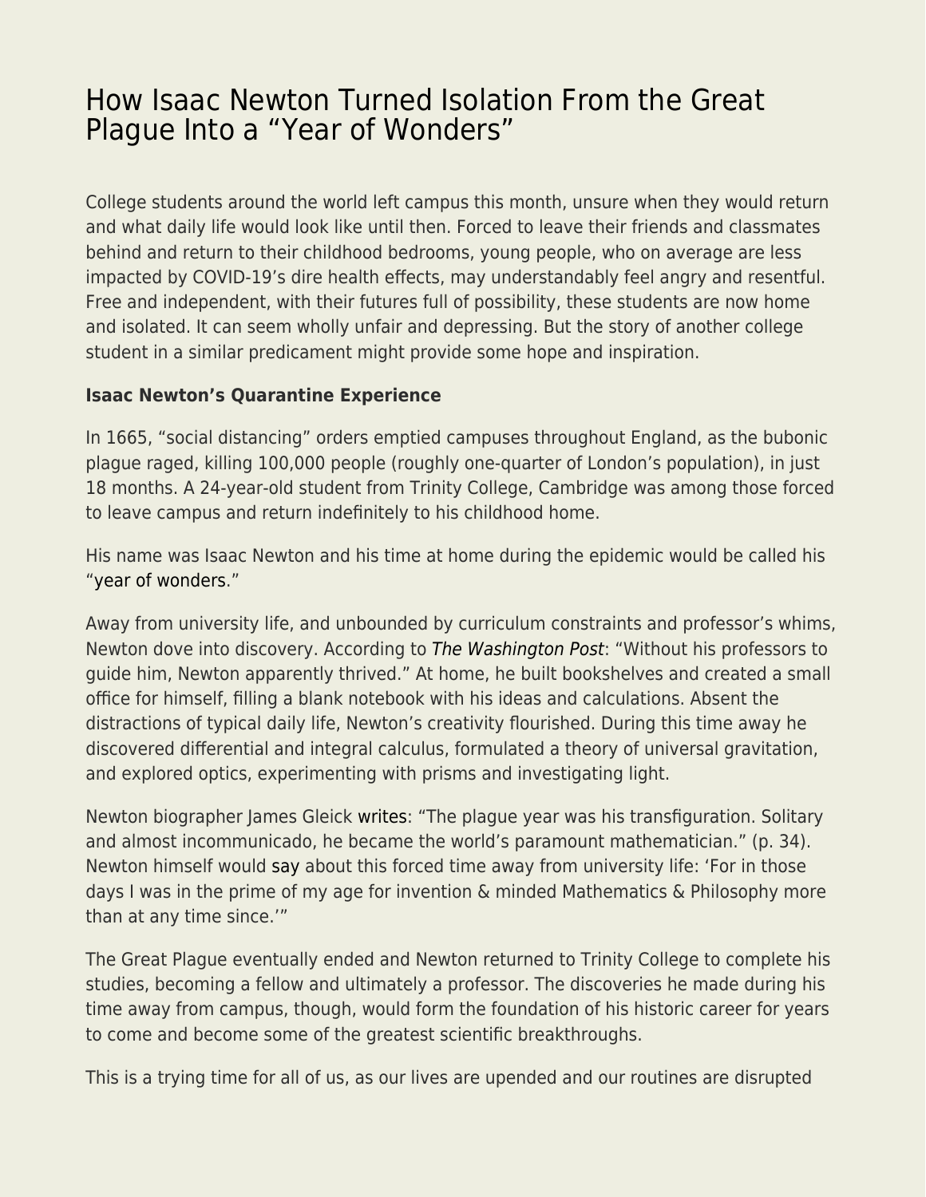# How Isaac Newton Turned Isolation From the Great Plague Into a “Year of Wonders”

College students around the world left campus this month, unsure when they would return and what daily life would look like until then. Forced to leave their friends and classmates behind and return to their childhood bedrooms, young people, who on average are less impacted by COVID-19’s dire health effects, may understandably feel angry and resentful. Free and independent, with their futures full of possibility, these students are now home and isolated. It can seem wholly unfair and depressing. But the story of another college student in a similar predicament might provide some hope and inspiration.

**Isaac Newton’s Quarantine Experience**

In 1665, “social distancing” orders emptied campuses throughout England, as the bubonic plague raged, killing 100,000 people (roughly one-quarter of London’s population), in just 18 months. A 24-year-old student from Trinity College, Cambridge was among those forced to leave campus and return indefinitely to his childhood home.

His name was Isaac Newton and his time at home during the epidemic would be called his “year of wonders.”

Away from university life, and unbounded by curriculum constraints and professor’s whims, Newton dove into discovery. According to *The Washington Post*: “Without his professors to guide him, Newton apparently thrived.” At home, he built bookshelves and created a small office for himself, filling a blank notebook with his ideas and calculations. Absent the distractions of typical daily life, Newton’s creativity flourished. During this time away he discovered differential and integral calculus, formulated a theory of universal gravitation, and explored optics, experimenting with prisms and investigating light.

Newton biographer James Gleick writes: “The plague year was his transfiguration. Solitary and almost incommunicado, he became the world’s paramount mathematician.” (p. 34). Newton himself would say about this forced time away from university life: ‘For in those days I was in the prime of my age for invention & minded Mathematics & Philosophy more than at any time since.’”

The Great Plague eventually ended and Newton returned to Trinity College to complete his studies, becoming a fellow and ultimately a professor. The discoveries he made during his time away from campus, though, would form the foundation of his historic career for years to come and become some of the greatest scientific breakthroughs.

This is a trying time for all of us, as our lives are upended and our routines are disrupted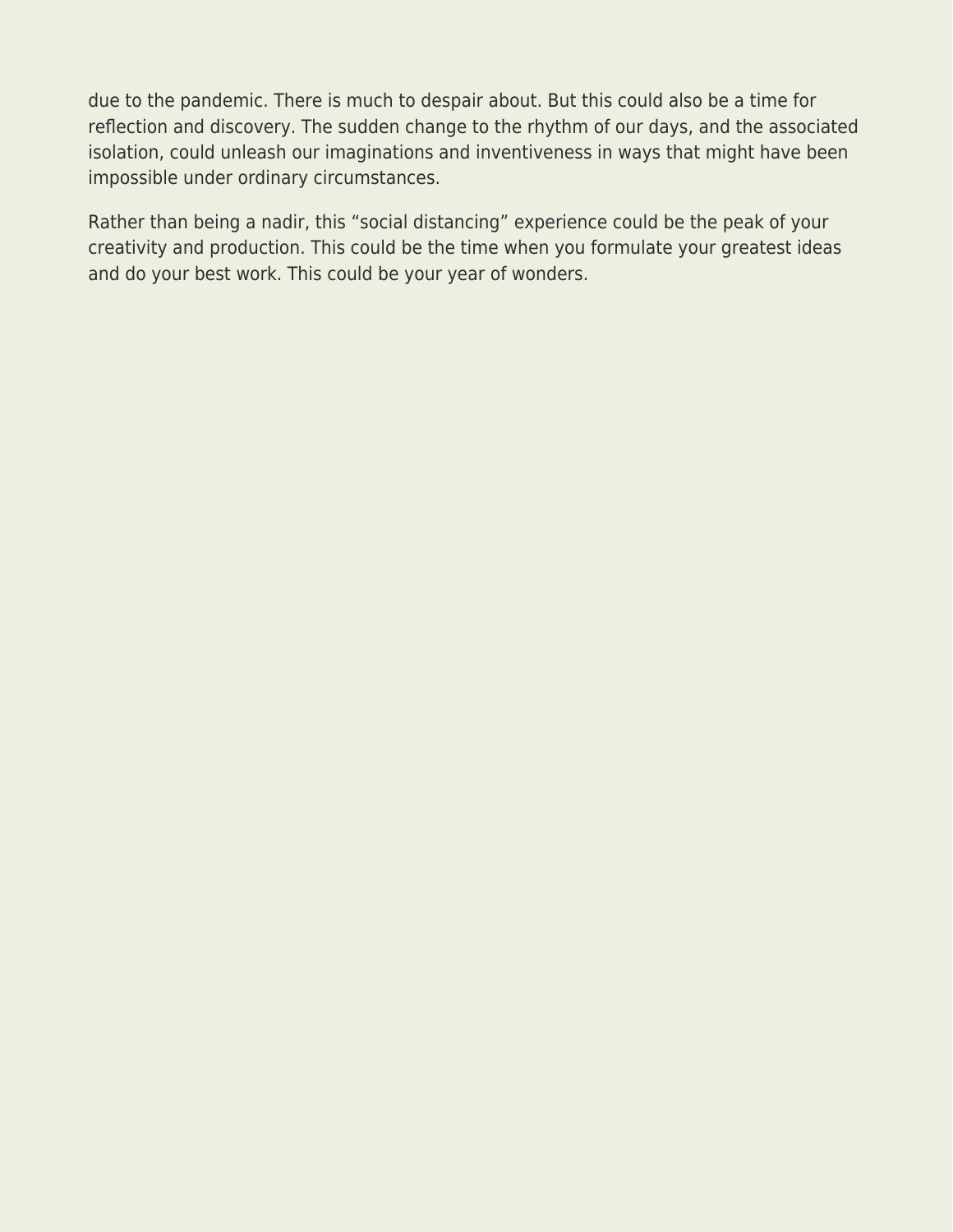due to the pandemic. There is much to despair about. But this could also be a time for reflection and discovery. The sudden change to the rhythm of our days, and the associated isolation, could unleash our imaginations and inventiveness in ways that might have been impossible under ordinary circumstances.

Rather than being a nadir, this “social distancing” experience could be the peak of your creativity and production. This could be the time when you formulate your greatest ideas and do your best work. This could be your year of wonders.